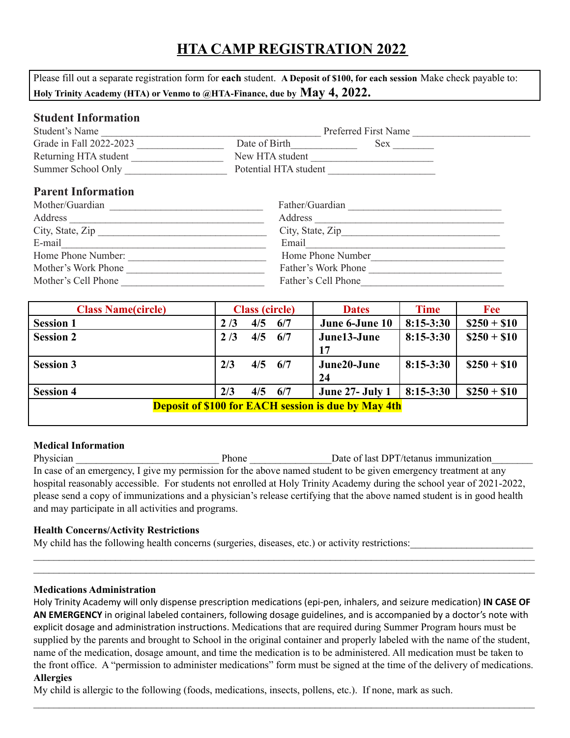# HTA CAMP REGISTRATION 2022

Please fill out a separate registration form for **each** student. **A Deposit of $100, for each session** Make check payable to: **Holy Trinity Academy (HTA) or Venmo to @HTA-Finance, due by May 4, 2022.**

## Student Information

Student's Name ____________________________________________ Preferred First Name ______________________

Grade in Fall 2022-2023 ________________ Date of Birth____________ Sex ________

Returning HTA student _________________ New HTA student _______________________

Summer School Only ___________________ Potential HTA student ____________________

## Parent Information

Mother/Guardian _____________________________ Father/Guardian ______________________________

Address ____________________________________ Address ____________________________________

City, State, Zip _______________________________ City, State, Zip_______________________________

E-mail_____________________________________ Email_____________________________________

Home Phone Number: __________________________ Home Phone Number_________________________

Mother's Work Phone __________________________ Father's Work Phone _________________________

Mother's Cell Phone ___________________________ Father's Cell Phone__________________________

| Class Name(circle) | Class (circle) | Dates | Time | Fee |
|---|---|---|---|---|
| **Session 1** | **2 /3 4/5 6/7** | **June 6-June 10** | **8:15-3:30** | **$250 + $10** |
| **Session 2** | **2 /3 4/5 6/7** | **June13-June 17** | **8:15-3:30** | **$250 + $10** |
| **Session 3** | **2/3 4/5 6/7** | **June20-June 24** | **8:15-3:30** | **$250 + $10** |
| **Session 4** | **2/3 4/5 6/7** | **June 27- July 1** | **8:15-3:30** | **$250 + $10** |
| **Deposit of $100 for EACH session is due by May 4th** | | | | |

### Medical Information

Physician ____________________________ Phone _______________Date of last DPT/tetanus immunization________

In case of an emergency, I give my permission for the above named student to be given emergency treatment at any hospital reasonably accessible. For students not enrolled at Holy Trinity Academy during the school year of 2021-2022, please send a copy of immunizations and a physician's release certifying that the above named student is in good health and may participate in all activities and programs.

### Health Concerns/Activity Restrictions

My child has the following health concerns (surgeries, diseases, etc.) or activity restrictions:_______________________

_____________________________________________________________________________________________

_____________________________________________________________________________________________

### Medications Administration

Holy Trinity Academy will only dispense prescription medications (epi-pen, inhalers, and seizure medication) **IN CASE OF AN EMERGENCY** in original labeled containers, following dosage guidelines, and is accompanied by a doctor's note with explicit dosage and administration instructions. Medications that are required during Summer Program hours must be supplied by the parents and brought to School in the original container and properly labeled with the name of the student, name of the medication, dosage amount, and time the medication is to be administered. All medication must be taken to the front office. A "permission to administer medications" form must be signed at the time of the delivery of medications.

**Allergies**

My child is allergic to the following (foods, medications, insects, pollens, etc.). If none, mark as such.

_____________________________________________________________________________________________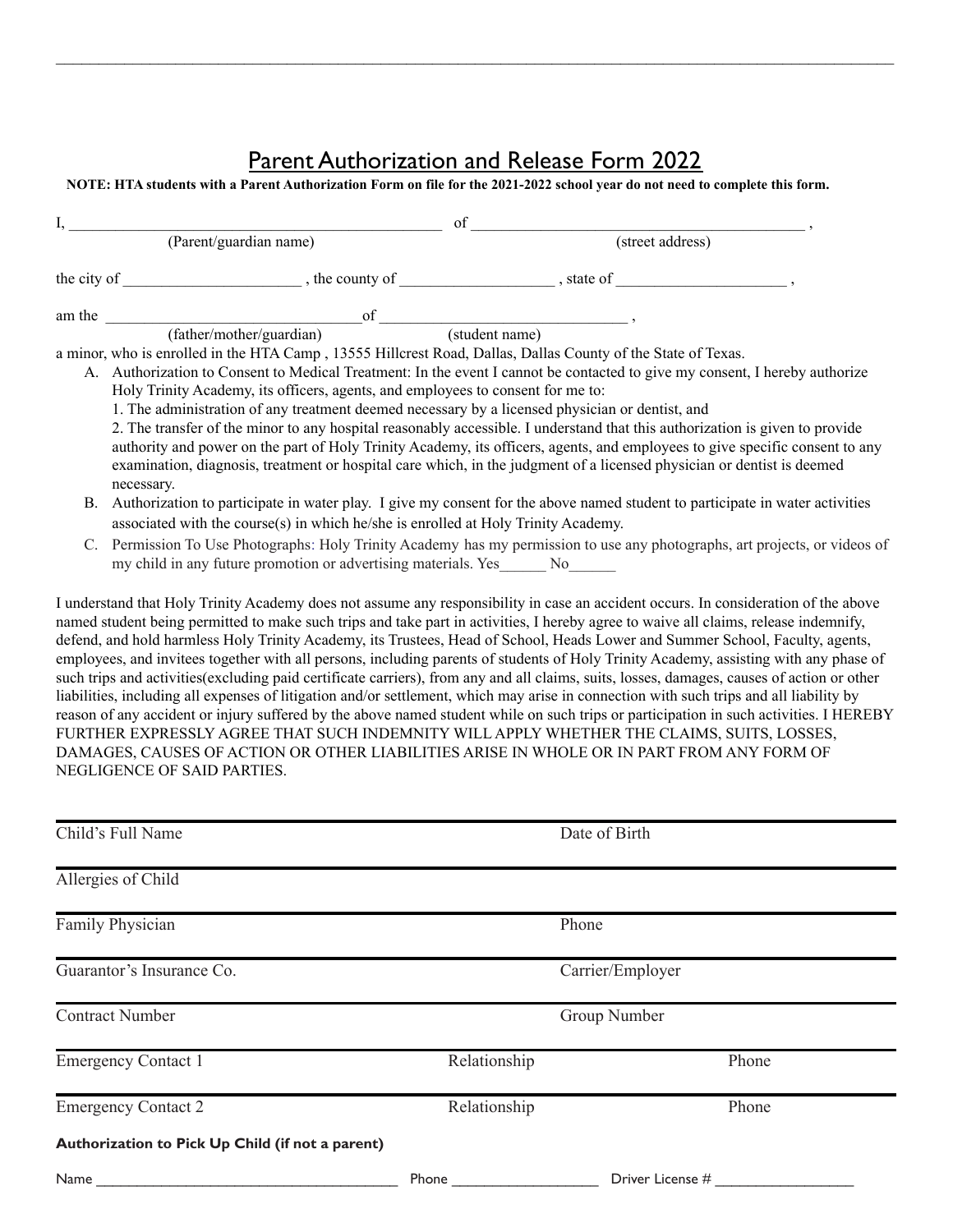# Parent Authorization and Release Form 2022

**NOTE: HTA students with a Parent Authorization Form on file for the 2021-2022 school year do not need to complete this form.**

I, ______________________________________________ of ________________________________________ ,
(Parent/guardian name) (street address)

the city of ______________________ , the county of ___________________ , state of _____________________ ,

am the ________________________________ of ______________________________ ,
(father/mother/guardian) (student name)

a minor, who is enrolled in the HTA Camp , 13555 Hillcrest Road, Dallas, Dallas County of the State of Texas.

A. Authorization to Consent to Medical Treatment: In the event I cannot be contacted to give my consent, I hereby authorize Holy Trinity Academy, its officers, agents, and employees to consent for me to:
   1. The administration of any treatment deemed necessary by a licensed physician or dentist, and
   2. The transfer of the minor to any hospital reasonably accessible. I understand that this authorization is given to provide authority and power on the part of Holy Trinity Academy, its officers, agents, and employees to give specific consent to any examination, diagnosis, treatment or hospital care which, in the judgment of a licensed physician or dentist is deemed necessary.

B. Authorization to participate in water play. I give my consent for the above named student to participate in water activities associated with the course(s) in which he/she is enrolled at Holy Trinity Academy.

C. Permission To Use Photographs: Holy Trinity Academy has my permission to use any photographs, art projects, or videos of my child in any future promotion or advertising materials. Yes______ No______

I understand that Holy Trinity Academy does not assume any responsibility in case an accident occurs. In consideration of the above named student being permitted to make such trips and take part in activities, I hereby agree to waive all claims, release indemnify, defend, and hold harmless Holy Trinity Academy, its Trustees, Head of School, Heads Lower and Summer School, Faculty, agents, employees, and invitees together with all persons, including parents of students of Holy Trinity Academy, assisting with any phase of such trips and activities(excluding paid certificate carriers), from any and all claims, suits, losses, damages, causes of action or other liabilities, including all expenses of litigation and/or settlement, which may arise in connection with such trips and all liability by reason of any accident or injury suffered by the above named student while on such trips or participation in such activities. I HEREBY FURTHER EXPRESSLY AGREE THAT SUCH INDEMNITY WILL APPLY WHETHER THE CLAIMS, SUITS, LOSSES, DAMAGES, CAUSES OF ACTION OR OTHER LIABILITIES ARISE IN WHOLE OR IN PART FROM ANY FORM OF NEGLIGENCE OF SAID PARTIES.

| | | |
|---|---|---|
| Child's Full Name | | Date of Birth |
| Allergies of Child | | |
| Family Physician | | Phone |
| Guarantor's Insurance Co. | | Carrier/Employer |
| Contract Number | | Group Number |
| Emergency Contact 1 | Relationship | Phone |
| Emergency Contact 2 | Relationship | Phone |

**Authorization to Pick Up Child (if not a parent)**

Name ______________________________________ Phone __________________ Driver License # _________________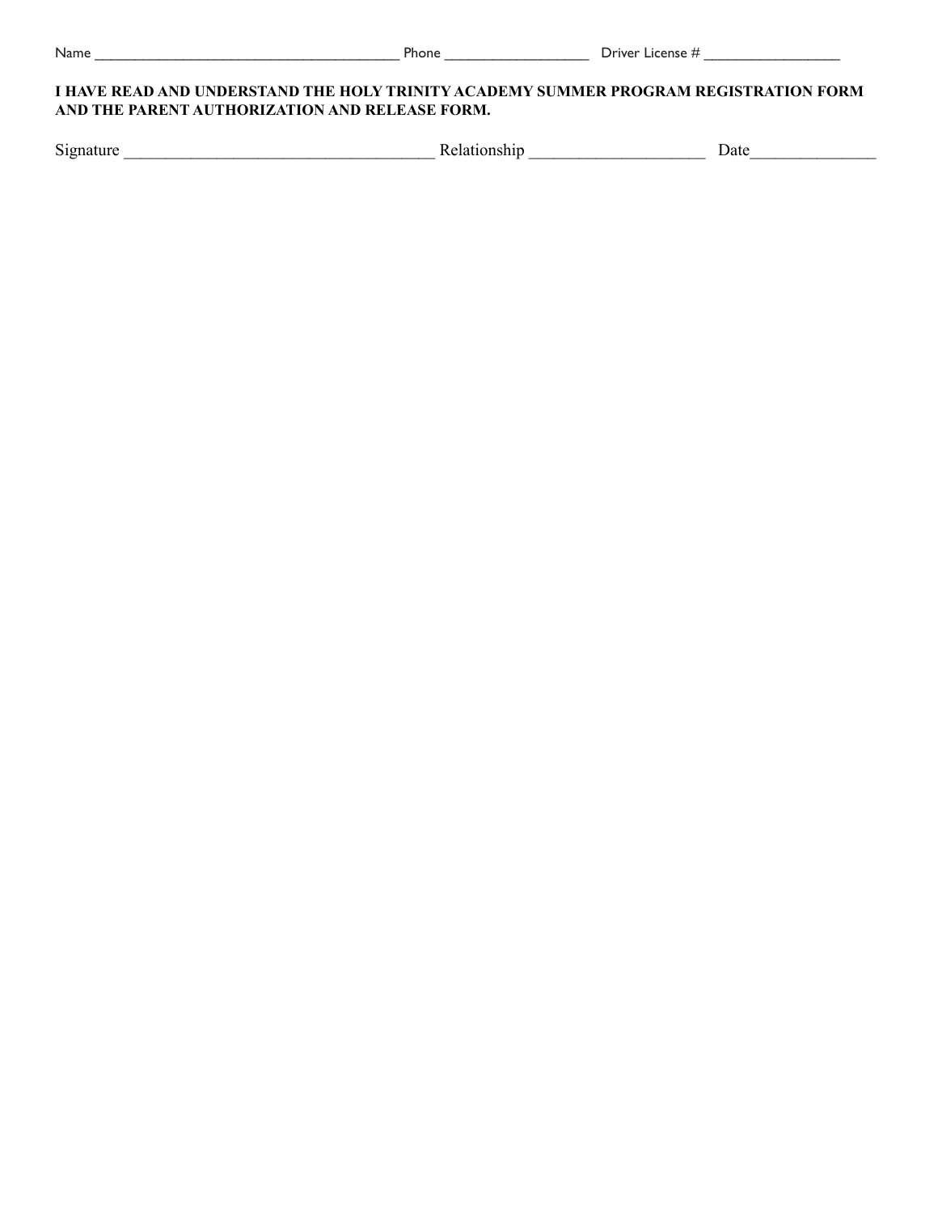Name ________________________________________ Phone ___________________ Driver License # __________________

**I HAVE READ AND UNDERSTAND THE HOLY TRINITY ACADEMY SUMMER PROGRAM REGISTRATION FORM AND THE PARENT AUTHORIZATION AND RELEASE FORM.**

Signature _____________________________________ Relationship _____________________ Date_______________